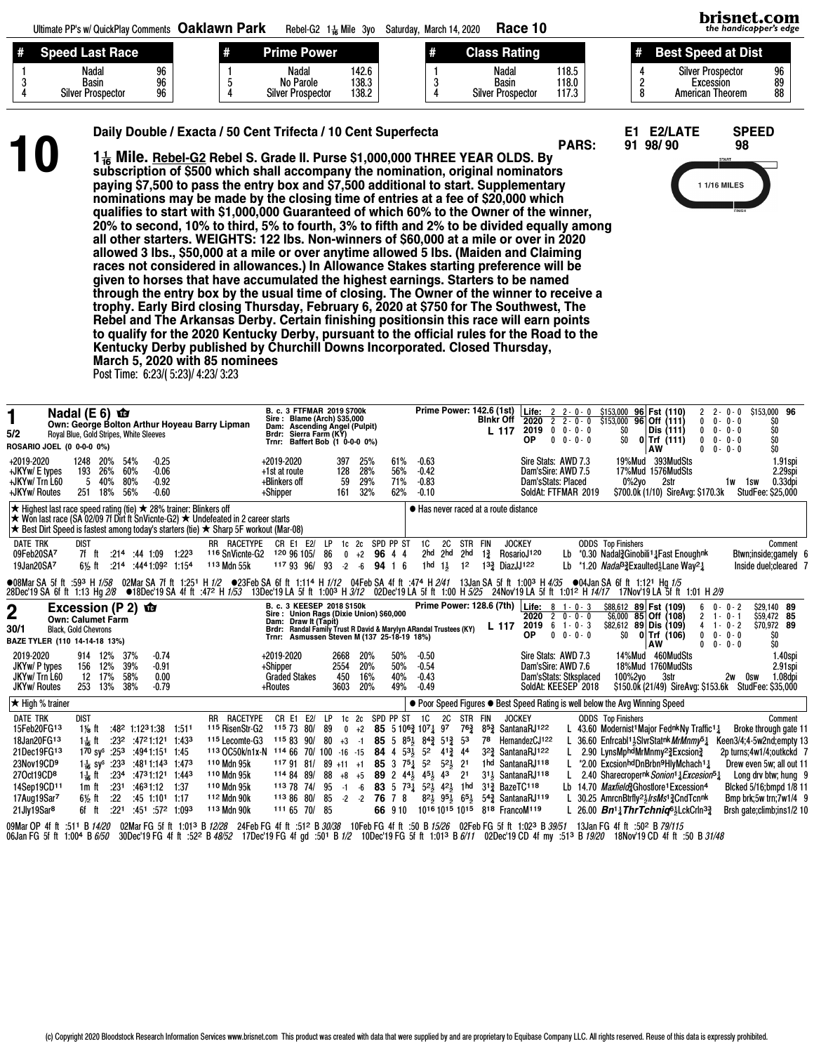Ultimate PP's w/ QuickPlay Comments **Oaklawn Park** Rebel-G2 1 1/16 Mile 3yo Saturday, March 14, 2020 **Race 10**

| # | Speed Last Race | | # | Prime Power | | # | Class Rating | | # | Best Speed at Dist | |
|---|---|---|---|---|---|---|---|---|---|---|---|
| 1 | Nadal | 96 | 1 | Nadal | 142.6 | 1 | Nadal | 118.5 | 4 | Silver Prospector | 96 |
| 3 | Basin | 96 | 5 | No Parole | 138.3 | 3 | Basin | 118.0 | 2 | Excession | 89 |
| 4 | Silver Prospector | 96 | 4 | Silver Prospector | 138.2 | 4 | Silver Prospector | 117.3 | 8 | American Theorem | 88 |

# 10

**Daily Double / Exacta / 50 Cent Trifecta / 10 Cent Superfecta**

PARS: E1 91 E2/LATE 98/ 90 SPEED 98

**1 1/16 Mile. Rebel-G2 Rebel S. Grade II. Purse $1,000,000 THREE YEAR OLDS. By subscription of $500 which shall accompany the nomination, original nominators paying $7,500 to pass the entry box and $7,500 additional to start. Supplementary nominations may be made by the closing time of entries at a fee of $20,000 which qualifies to start with $1,000,000 Guaranteed of which 60% to the Owner of the winner, 20% to second, 10% to third, 5% to fourth, 3% to fifth and 2% to be divided equally among all other starters. WEIGHTS: 122 lbs. Non-winners of $60,000 at a mile or over in 2020 allowed 3 lbs., $50,000 at a mile or over anytime allowed 5 lbs. (Maiden and Claiming races not considered in allowances.) In Allowance Stakes starting preference will be given to horses that have accumulated the highest earnings. Starters to be named through the entry box by the usual time of closing. The Owner of the winner to receive a trophy. Early Bird closing Thursday, February 6, 2020 at $750 for The Southwest, The Rebel and The Arkansas Derby. Certain finishing positionsin this race will earn points to qualify for the 2020 Kentucky Derby, pursuant to the official rules for the Road to the Kentucky Derby published by Churchill Downs Incorporated. Closed Thursday, March 5, 2020 with 85 nominees**

Post Time: 6:23/( 5:23)/ 4:23/ 3:23

---

## 1 Nadal (E 6)

5/2 — Own: George Bolton Arthur Hoyeau Barry Lipman — Royal Blue, Gold Stripes, White Sleeves
ROSARIO JOEL (0 0-0-0 0%)

B. c. 3 FTFMAR 2019 $700k
Sire: Blame (Arch) $35,000
Dam: Ascending Angel (Pulpit)
Brdr: Sierra Farm (KY)
Trnr: Baffert Bob (1 0-0-0 0%)

Prime Power: 142.6 (1st) — Blnkr Off — L 117

| | Starts | W-P-S | Earnings | Speed | | Starts | W-P-S | Earnings | Speed |
|---|---|---|---|---|---|---|---|---|---|
| Life: | 2 | 2-0-0 | $153,000 | 96 | Fst (110) | 2 | 2-0-0 | $153,000 | 96 |
| 2020 | 2 | 2-0-0 | $153,000 | 96 | Off (111) | 0 | 0-0-0 | $0 | |
| 2019 | 0 | 0-0-0 | $0 | | Dis (111) | 0 | 0-0-0 | $0 | |
| OP | 0 | 0-0-0 | $0 | 0 | Trf (111) | 0 | 0-0-0 | $0 | |
| | | | | | AW | 0 | 0-0-0 | $0 | |

| | | | | | | | | | | | |
|---|---|---|---|---|---|---|---|---|---|---|---|
| +2019-2020 | 1248 | 20% | 54% | -0.25 | +2019-2020 | 397 | 25% | 61% | -0.63 | Sire Stats: AWD 7.3 | 19%Mud 393MudSts 1.91spi |
| +JKYw/ E types | 193 | 26% | 60% | -0.06 | +1st at route | 128 | 28% | 56% | -0.42 | Dam'sSire: AWD 7.5 | 17%Mud 1576MudSts 2.29spi |
| +JKYw/ Trn L60 | 5 | 40% | 80% | -0.92 | +Blinkers off | 59 | 29% | 71% | -0.83 | Dam'sStats: Placed | 0%2yo 2str 1w 1sw 0.33dpi |
| +JKYw/ Routes | 251 | 18% | 56% | -0.60 | +Shipper | 161 | 32% | 62% | -0.10 | SoldAt: FTFMAR 2019 | $700.0k (1/10) SireAvg: $170.3k StudFee: $25,000 |

★ Highest last race speed rating (tie) ★ 28% trainer: Blinkers off
★ Won last race (SA 02/09 7f Dirt ft SnVicnte-G2) ★ Undefeated in 2 career starts
★ Best Dirt Speed is fastest among today's starters (tie) ★ Sharp 5F workout (Mar-08)

● Has never raced at a route distance

| DATE TRK | DIST | | | | | RR | RACETYPE | CR | E1 | E2/ | LP | 1c | 2c | SPD | PP | ST | 1C | 2C | STR | FIN | JOCKEY | | ODDS | Top Finishers | Comment |
|---|---|---|---|---|---|---|---|---|---|---|---|---|---|---|---|---|---|---|---|---|---|---|---|---|---|
| 09Feb20SA7 | 7f ft | :21⁴ | :44 | 1:09 | 1:22³ | 116 | SnVicnte-G2 | 120 | 96 | 105/ | 86 | 0 | +2 | 96 | 4 | 4 | 2hd | 2hd | 2hd | 1¾ | RosarioJ120 | Lb | *0.30 | Nadal¾Ginobili1¼Fast Enoughnk | Btwn;inside;gamely 6 |
| 19Jan20SA7 | 6½ ft | :21⁴ | :44⁴ | 1:09² | 1:15⁴ | 113 | Mdn 55k | 117 | 93 | 96/ | 93 | -2 | -6 | 94 | 1 | 6 | 1hd | 1½ | 1² | 1³¾ | DiazJJ122 | Lb | *1.20 | Nadal³¾Exaulted½Lane Way²¼ | Inside duel;cleared 7 |

●08Mar SA 5f ft :59³ H 1/58 02Mar SA 7f ft 1:25¹ H 1/2 ●23Feb SA 6f ft 1:11⁴ H 1/12 04Feb SA 4f ft :47⁴ H 2/41 13Jan SA 5f ft 1:00³ H 4/35 ●04Jan SA 6f ft 1:12¹ Hg 1/5
28Dec'19 SA 6f ft 1:13 Hg 2/8 ●18Dec'19 SA 4f ft :47² H 1/53 13Dec'19 LA 5f ft 1:00³ H 3/12 02Dec'19 LA 5f ft 1:00 H 5/25 24Nov'19 LA 5f ft 1:01² H 14/17 17Nov'19 LA 5f ft 1:01 H 2/9

---

## 2 Excession (P 2)

30/1 — Own: Calumet Farm — Black, Gold Chevrons
BAZE TYLER (110 14-14-18 13%)

B. c. 3 KEESEP 2018 $150k
Sire: Union Rags (Dixie Union) $60,000
Dam: Draw It (Tapit)
Brdr: Randal Family Trust R David & Marylyn ARandal Trustees (KY)
Trnr: Asmussen Steven M (137 25-18-19 18%)

Prime Power: 128.6 (7th) — L 117

| | Starts | W-P-S | Earnings | Speed | | Starts | W-P-S | Earnings | Speed |
|---|---|---|---|---|---|---|---|---|---|
| Life: | 8 | 1-0-3 | $88,612 | 89 | Fst (109) | 6 | 0-0-2 | $29,140 | 89 |
| 2020 | 2 | 0-0-0 | $6,000 | 85 | Off (108) | 2 | 1-0-1 | $59,472 | 85 |
| 2019 | 6 | 1-0-3 | $82,612 | 89 | Dis (109) | 4 | 1-0-2 | $70,972 | 89 |
| OP | 0 | 0-0-0 | $0 | 0 | Trf (106) | 0 | 0-0-0 | $0 | |
| | | | | | AW | 0 | 0-0-0 | $0 | |

| | | | | | | | | | | | |
|---|---|---|---|---|---|---|---|---|---|---|---|
| 2019-2020 | 914 | 12% | 37% | -0.74 | +2019-2020 | 2668 | 20% | 50% | -0.50 | Sire Stats: AWD 7.3 | 14%Mud 460MudSts 1.40spi |
| JKYw/ P types | 156 | 12% | 39% | -0.91 | +Shipper | 2554 | 20% | 50% | -0.54 | Dam'sSire: AWD 7.6 | 18%Mud 1760MudSts 2.91spi |
| JKYw/ Trn L60 | 12 | 17% | 58% | 0.00 | Graded Stakes | 450 | 16% | 40% | -0.43 | Dam'sStats: Stksplaced | 100%2yo 3str 2w 0sw 1.08dpi |
| JKYw/ Routes | 253 | 13% | 38% | -0.79 | +Routes | 3603 | 20% | 49% | -0.49 | SoldAt: KEESEP 2018 | $150.0k (21/49) SireAvg: $153.6k StudFee: $35,000 |

★ High % trainer

● Poor Speed Figures ● Best Speed Rating is well below the Avg Winning Speed

| DATE TRK | DIST | | | | | RR | RACETYPE | CR | E1 | E2/ | LP | 1c | 2c | SPD | PP | ST | 1C | 2C | STR | FIN | JOCKEY | | ODDS | Top Finishers | Comment |
|---|---|---|---|---|---|---|---|---|---|---|---|---|---|---|---|---|---|---|---|---|---|---|---|---|---|
| 15Feb20FG13 | 1⅛ ft | :48² | 1:12³ | 1:38 | 1:51¹ | 115 | RisenStr-G2 | 115 | 73 | 80/ | 89 | 0 | +2 | 85 | 5 | 10⁶¾ | 10⁷¼ | 9⁷ | 7⁶¾ | 8⁵¾ | SantanaRJ122 | L | 43.60 | Modernist1Major FednkNy Traffic1¼ | Broke through gate 11 |
| 18Jan20FG13 | 1 1/16 ft | :23² | :47² | 1:12¹ | 1:43³ | 115 | Lecomte-G3 | 115 | 83 | 90/ | 80 | +3 | -1 | 85 | 5 | 8⁵½ | 8⁴¾ | 5¹¾ | 5³ | 7⁸ | HernandezCJ122 | L | 36.60 | Enfcabl1½SlvrStatnk MrMnmy²¼ | Keen3/4;4-5w2nd;empty 13 |
| 21Dec19FG13 | 1⁷⁰ sy^s | :25³ | :49⁴ | 1:15¹ | 1:45 | 113 | OC50k/n1x-N | 114 | 66 | 70/ | 100 | -16 | -15 | 84 | 4 | 5³½ | 5² | 4¹¾ | 4⁴ | 3²¾ | SantanaRJ122 | L | 2.90 | LynsMphdMrMnmy²¾Excsion¾ | 2p turns;4w1/4;outkckd 7 |
| 23Nov19CD9 | 1 1/16 sy^s | :23³ | :48¹ | 1:14³ | 1:47³ | 110 | Mdn 95k | 117 | 91 | 81/ | 89 | +11 | +1 | 85 | 3 | 7⁵¼ | 5² | 5²½ | 2¹ | 1hd | SantanaRJ118 | L | *2.00 | ExcsionhdDnBrbn⁹HlyMchach1¼ | Drew even 5w; all out 11 |
| 27Oct19CD8 | 1 1/16 ft | :23⁴ | :47³ | 1:12¹ | 1:44³ | 110 | Mdn 95k | 114 | 84 | 89/ | 88 | +8 | +5 | 89 | 2 | 4⁴½ | 4⁵½ | 4³ | 2¹ | 3¹½ | SantanaRJ118 | L | 2.40 | Sharecropernk Sonion1¼Excesion⁵¼ | Long drv btw; hung 9 |
| 14Sep19CD11 | 1m ft | :23¹ | :46³ | 1:12 | 1:37 | 110 | Mdn 95k | 113 | 78 | 74/ | 95 | -1 | -6 | 83 | 5 | 7³¼ | 5²½ | 4²½ | 1hd | 3¹¾ | BazeTC118 | Lb | 14.70 | Maxfield³Ghostlore1Excession⁴ | Blcked 5/16;bmpd 1/8 11 |
| 17Aug19Sar7 | 6½ ft | :22 | :45 | 1:10¹ | 1:17 | 112 | Mdn 90k | 113 | 86 | 80/ | 85 | -2 | -2 | 76 | 7 | 8 | 8²½ | 9⁵½ | 6⁵½ | 5⁴¾ | SantanaRJ119 | L | 30.25 | AmrcnBtrfly²½IrsMs1¾CndTcnnk | Bmp brk;5w trn;7w1/4 9 |
| 21Jly19Sar8 | 6f ft | :22¹ | :45¹ | :57² | 1:09³ | 113 | Mdn 90k | 111 | 65 | 70/ | 85 | | | 66 | 9 | 10 | 10¹⁶ | 10¹⁵ | 10¹⁵ | 8¹⁸ | FrancoM119 | L | 26.00 | Bn1¼ThrTchniq⁶½LckCrln³¾ | Brsh gate;climb;ins1/2 10 |

09Mar OP 4f ft :51¹ B 14/20 02Mar FG 5f ft 1:01³ B 12/28 24Feb FG 4f ft :51² B 30/38 10Feb FG 4f ft :50 B 15/26 02Feb FG 5f ft 1:02³ B 39/51 13Jan FG 4f ft :50² B 79/115
06Jan FG 5f ft 1:00⁴ B 6/50 30Dec'19 FG 4f ft :52² B 48/52 17Dec'19 FG 4f gd :50¹ B 1/2 10Dec'19 FG 5f ft 1:01³ B 6/11 02Dec'19 CD 4f my :51³ B 19/20 18Nov'19 CD 4f ft :50 B 31/48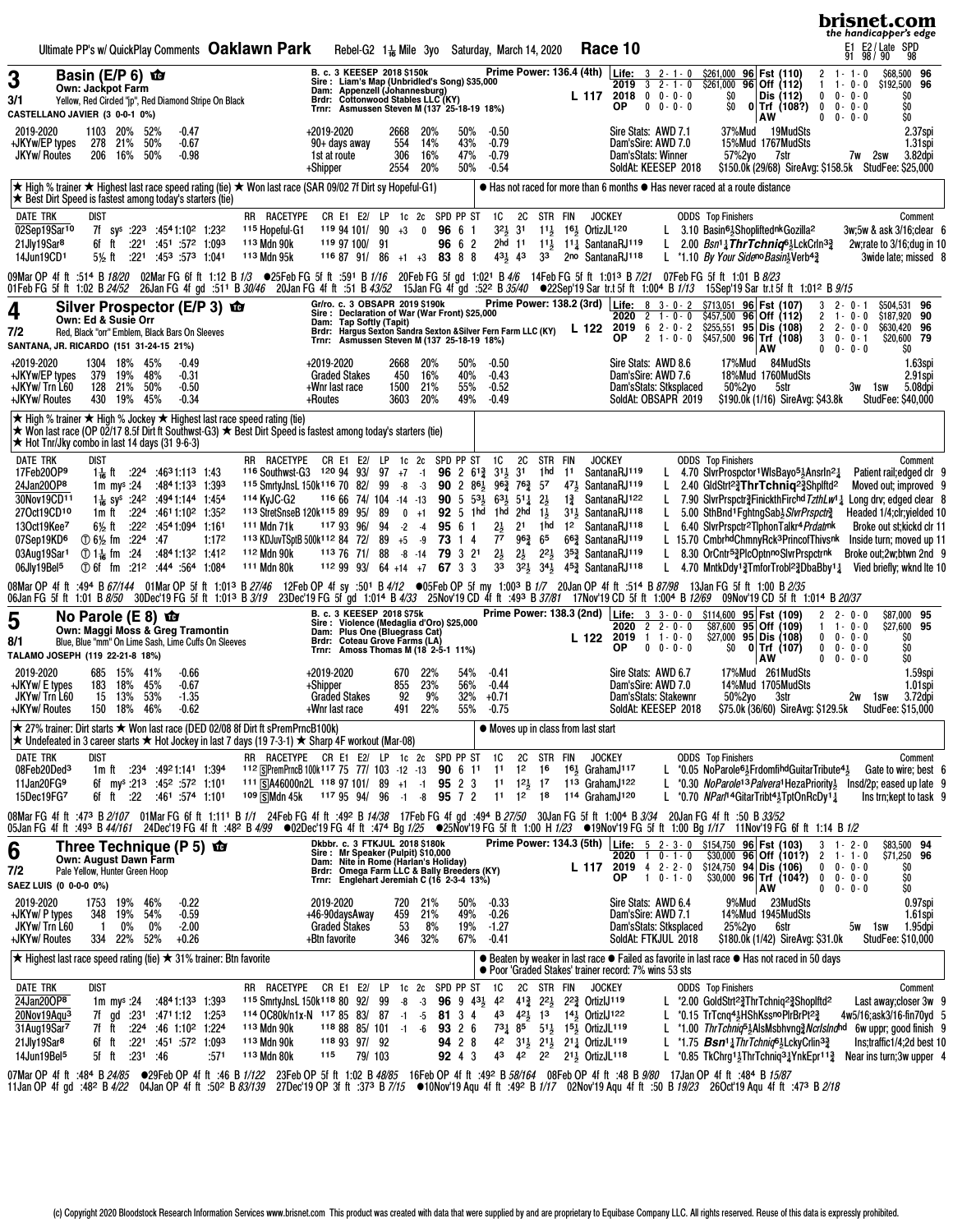Ultimate PP's w/ QuickPlay Comments **Oaklawn Park** Rebel-G2 1 1/16 Mile 3yo Saturday, March 14, 2020 **Race 10**

E1 E2/ Late SPD
91 98/ 90 98

## 3 Basin (E/P 6)
Own: Jackpot Farm
3/1 Yellow, Red Circled "jp", Red Diamond Stripe On Black
CASTELLANO JAVIER (3 0-0-1 0%)

B. c. 3 KEESEP 2018 $150k
Sire: Liam's Map (Unbridled's Song) $35,000
Dam: Appenzell (Johannesburg)
Brdr: Cottonwood Stables LLC (KY)
Trnr: Asmussen Steven M (137 25-18-19 18%)

Prime Power: 136.4 (4th) L 117

| | | | | | | |
|---|---|---|---|---|---|---|
| Life: | 3 2-1-0 | $261,000 96 | Fst (110) | 2 1-1-0 | $68,500 | 96 |
| 2019 | 3 2-1-0 | $261,000 96 | Off (112) | 1 1-0-0 | $192,500 | 96 |
| 2018 | 0 0-0-0 | $0 | Dis (112) | 0 0-0-0 | $0 | |
| OP | 0 0-0-0 | $0 0 | Trf (108?) | 0 0-0-0 | $0 | |
| | | | AW | 0 0-0-0 | $0 | |

| | | | | | | | | | | |
|---|---|---|---|---|---|---|---|---|---|---|
| 2019-2020 | 1103 | 20% | 52% | -0.47 | +2019-2020 | 2668 | 20% | 50% | -0.50 | Sire Stats: AWD 7.1 37%Mud 19MudSts 2.37spi |
| +JKYw/EP types | 278 | 21% | 50% | -0.67 | 90+ days away | 554 | 14% | 43% | -0.79 | Dam'sSire: AWD 7.0 15%Mud 1767MudSts 1.31spi |
| JKYw/ Routes | 206 | 16% | 50% | -0.98 | 1st at route | 306 | 16% | 47% | -0.79 | Dam'sStats: Winner 57%2yo 7str 7w 2sw 3.82dpi |
| | | | | | +Shipper | 2554 | 20% | 50% | -0.54 | SoldAt: KEESEP 2018 $150.0k (29/68) SireAvg: $158.5k StudFee: $25,000 |

★ High % trainer ★ Highest last race speed rating (tie) ★ Won last race (SAR 09/02 7f Dirt sy Hopeful-G1) ★ Best Dirt Speed is fastest among today's starters (tie)
● Has not raced for more than 6 months ● Has never raced at a route distance

| DATE TRK | DIST | | RR RACETYPE | CR E1 E2/ LP | 1c 2c | SPD PP ST | 1C 2C STR FIN | JOCKEY | ODDS Top Finishers | Comment |
|---|---|---|---|---|---|---|---|---|---|---|
| 02Sep19Sar10 | 7f sys | :223 :454 1:102 1:232 | 115 Hopeful-G1 | 119 94 101/ 90 | +3 0 | 96 6 1 | 3 2½ 3 1 1 1½ 1 6½ | OrtizJL120 | L 3.10 Basin6½Shopliftednk Gozilla2 | 3w;5w & ask 3/16;clear 6 |
| 21Jly19Sar8 | 6f ft | :221 :451 :572 1:093 | 113 Mdn 90k | 119 97 100/ 91 | | 96 6 2 | 2hd 11 1 1½ 1 1¼ | SantanaRJ119 | L 2.00 Bsn1¼ThrTchniq6½LckCrln3¾ | 2w;rate to 3/16;dug in 10 |
| 14Jun19CD1 | 5½ ft | :221 :453 :573 1:041 | 113 Mdn 95k | 116 87 91/ 86 | +1 +3 | 83 8 8 | 4 3½ 4 3 3 3 2no | SantanaRJ118 | L *1.10 By Your Sideno Basin½Verb4¾ | 3wide late; missed 8 |

09Mar OP 4f ft :514 B 18/20 02Mar FG 6f ft 1:12 B 1/3 ●25Feb FG 5f ft :591 B 1/16 20Feb FG 5f gd 1:021 B 4/6 14Feb FG 5f ft 1:013 B 7/21 07Feb FG 5f ft 1:01 B 8/23
01Feb FG 5f ft 1:02 B 24/52 26Jan FG 4f gd :511 B 30/46 20Jan FG 4f ft :51 B 43/52 15Jan FG 4f gd :522 B 35/40 ●22Sep'19 Sar tr.t 5f ft 1:004 B 1/13 15Sep'19 Sar tr.t 5f ft 1:012 B 9/15

## 4 Silver Prospector (E/P 3)
Own: Ed & Susie Orr
7/2 Red, Black "orr" Emblem, Black Bars On Sleeves
SANTANA, JR. RICARDO (151 31-24-15 21%)

Gr/ro. c. 3 OBSAPR 2019 $190k
Sire: Declaration of War (War Front) $25,000
Dam: Tap Softly (Tapit)
Brdr: Hargus Sexton Sandra Sexton &Silver Fern Farm LLC (KY)
Trnr: Asmussen Steven M (137 25-18-19 18%)

Prime Power: 138.2 (3rd) L 122

| | | | | | | |
|---|---|---|---|---|---|---|
| Life: | 8 3-0-2 | $713,051 96 | Fst (107) | 3 2-0-1 | $504,531 | 96 |
| 2020 | 2 1-0-0 | $457,500 96 | Off (112) | 2 1-0-0 | $187,920 | 90 |
| 2019 | 6 2-0-2 | $255,551 95 | Dis (108) | 2 2-0-0 | $630,420 | 96 |
| OP | 2 1-0-0 | $457,500 96 | Trf (108) | 3 0-0-1 | $20,600 | 79 |
| | | | AW | 0 0-0-0 | $0 | |

| | | | | | | | | | | |
|---|---|---|---|---|---|---|---|---|---|---|
| +2019-2020 | 1304 | 18% | 45% | -0.49 | +2019-2020 | 2668 | 20% | 50% | -0.50 | Sire Stats: AWD 8.6 17%Mud 84MudSts 1.63spi |
| +JKYw/EP types | 379 | 19% | 48% | -0.31 | Graded Stakes | 450 | 16% | 40% | -0.43 | Dam'sSire: AWD 7.6 18%Mud 1760MudSts 2.91spi |
| +JKYw/ Trn L60 | 128 | 21% | 50% | -0.50 | +Wnr last race | 1500 | 21% | 55% | -0.52 | Dam'sStats: Stksplaced 50%2yo 5str 3w 1sw 5.08dpi |
| +JKYw/ Routes | 430 | 19% | 45% | -0.34 | +Routes | 3603 | 20% | 49% | -0.49 | SoldAt: OBSAPR 2019 $190.0k (1/16) SireAvg: $43.8k StudFee: $40,000 |

★ High % trainer ★ High % Jockey ★ Highest last race speed rating (tie) ★ Won last race (OP 02/17 8.5f Dirt ft Southwest-G3) ★ Best Dirt Speed is fastest among today's starters (tie) ★ Hot Trn/Jky combo in last 14 days (31 9-6-3)

| DATE TRK | DIST | | RR RACETYPE | CR E1 E2/ LP | 1c 2c | SPD PP ST | 1C 2C STR FIN | JOCKEY | ODDS Top Finishers | Comment |
|---|---|---|---|---|---|---|---|---|---|---|
| 17Feb20OP9 | 1 1/16 ft | :224 :463 1:113 1:43 | 116 Southwst-G3 | 120 94 93/ 97 | +7 -1 | 96 2 6 1¾ | 3 1½ 3 1 1hd 1 1 | SantanaRJ119 | L 4.70 SlvrProspctor1WlsBayo5¼AnsrIn2¼ | Patient rail;edged clr 9 |
| 24Jan20OP8 | 1m mys :24 | :484 1:133 1:393 | 115 SmrtyJnsL 150k | 116 70 82/ 99 | -8 -3 | 90 2 8 6½ | 7 6¾ 5 7 4 7½ | SantanaRJ119 | L 2.40 GldStrt2¾ThrTchniq2¾Shplftd2 | Moved out; improved 9 |
| 30Nov19CD11 | 1 1/16 sys | :242 :494 1:144 1:454 | 114 KyJC-G2 | 116 66 74/ 104 | -14 -13 | 90 5 5 3½ | 6 3½ 5 1¼ 2½ 1¾ | SantanaRJ122 | L 7.90 SlvrPrspctr¾FinickthFirchd TzthLw1¼ | Long drv; edged clear 8 |
| 27Oct19CD10 | 1m ft | :224 :461 1:102 1:352 | 113 StretSnseB 120k | 115 89 95/ 89 | 0 +1 | 92 5 1hd | 1hd 2hd 1½ 3 1½ | SantanaRJ118 | L 5.00 SthBnd1FghtngSab½SlvrPrspctr¾ | Headed 1/4;clr;yielded 10 |
| 13Oct19Kee7 | 6½ ft | :222 :454 1:094 1:161 | 111 Mdn 71k | 117 93 96/ 94 | -2 -4 | 95 6 1 | 2½ 2 1 1hd 1 2 | SantanaRJ118 | L 6.40 SlvrPrspctr2TlphonTalkr4Prdatnk | Broke out st;kickd clr 11 |
| 07Sep19KD6 | Ⓣ 6½ fm | :224 :47 1:172 | 113 KDJuvTSptB 500k | 112 84 72/ 89 | +5 -9 | 73 1 4 | 7 7 9 6¾ 6 5 6 6¾ | SantanaRJ119 | L 15.70 CmbrhdChmnyRck3PrincofThivsnk | Inside turn; moved up 11 |
| 03Aug19Sar1 | Ⓣ 1 1/16 fm | :24 :484 1:132 1:412 | 112 Mdn 90k | 113 76 71/ 88 | -8 -14 | 79 3 2 1 | 2½ 2½ 2 2½ 3 5¾ | SantanaRJ119 | L 8.30 OrCntr5¾PlcOptnnoSlvrPrspctrnk | Broke out;2w;btwn 2nd 9 |
| 06Jly19Bel5 | Ⓣ 6f fm | :212 :444 :564 1:084 | 111 Mdn 80k | 112 99 93/ 64 | +14 +7 | 67 3 3 | 3 3 3 2½ 3 4½ 4 5¾ | SantanaRJ118 | L 4.70 MntkDdy1¾TmforTrobl2¾DbaBby1¼ | Vied briefly; wknd lte 10 |

08Mar OP 4f ft :494 B 67/144 01Mar OP 5f ft 1:013 B 27/46 12Feb OP 4f sy :501 B 4/12 ●05Feb OP 5f my 1:003 B 1/7 20Jan OP 4f ft :514 B 87/98 13Jan FG 5f ft 1:00 B 2/35
06Jan FG 5f ft 1:01 B 8/50 30Dec'19 FG 5f ft 1:013 B 3/19 23Dec'19 FG 5f gd 1:014 B 4/33 25Nov'19 CD 4f ft :493 B 37/81 17Nov'19 CD 5f ft 1:004 B 12/69 09Nov'19 CD 5f ft 1:014 B 20/37

## 5 No Parole (E 8)
Own: Maggi Moss & Greg Tramontin
8/1 Blue, Blue "mm" On Lime Sash, Lime Cuffs On Sleeves
TALAMO JOSEPH (119 22-21-8 18%)

B. c. 3 KEESEP 2018 $75k
Sire: Violence (Medaglia d'Oro) $25,000
Dam: Plus One (Bluegrass Cat)
Brdr: Coteau Grove Farms (LA)
Trnr: Amoss Thomas M (18 2-5-1 11%)

Prime Power: 138.3 (2nd) L 122

| | | | | | | |
|---|---|---|---|---|---|---|
| Life: | 3 3-0-0 | $114,600 95 | Fst (109) | 2 2-0-0 | $87,000 | 95 |
| 2020 | 2 2-0-0 | $87,600 95 | Off (109) | 1 1-0-0 | $27,600 | 95 |
| 2019 | 1 1-0-0 | $27,000 95 | Dis (108) | 0 0-0-0 | $0 | |
| OP | 0 0-0-0 | $0 0 | Trf (107) | 0 0-0-0 | $0 | |
| | | | AW | 0 0-0-0 | $0 | |

| | | | | | | | | | | |
|---|---|---|---|---|---|---|---|---|---|---|
| 2019-2020 | 685 | 15% | 41% | -0.66 | +2019-2020 | 670 | 22% | 54% | -0.41 | Sire Stats: AWD 6.7 17%Mud 261MudSts 1.59spi |
| +JKYw/ E types | 183 | 18% | 45% | -0.67 | +Shipper | 855 | 23% | 56% | -0.44 | Dam'sSire: AWD 7.0 14%Mud 1705MudSts 1.01spi |
| JKYw/ Trn L60 | 15 | 13% | 53% | -1.35 | Graded Stakes | 92 | 9% | 32% | +0.71 | Dam'sStats: Stakewnr 50%2yo 3str 2w 1sw 3.72dpi |
| +JKYw/ Routes | 150 | 18% | 46% | -0.62 | +Wnr last race | 491 | 22% | 55% | -0.75 | SoldAt: KEESEP 2018 $75.0k (36/60) SireAvg: $129.5k StudFee: $15,000 |

★ 27% trainer: Dirt starts ★ Won last race (DED 02/08 8f Dirt ft sPremPrncB100k) ★ Undefeated in 3 career starts ★ Hot Jockey in last 7 days (19 7-3-1) ★ Sharp 4F workout (Mar-08)
● Moves up in class from last start

| DATE TRK | DIST | | RR RACETYPE | CR E1 E2/ LP | 1c 2c | SPD PP ST | 1C 2C STR FIN | JOCKEY | ODDS Top Finishers | Comment |
|---|---|---|---|---|---|---|---|---|---|---|
| 08Feb20Ded3 | 1m ft | :234 :492 1:141 1:394 | 112 ⓈPremPrncB 100k | 117 75 77/ 103 | -12 -13 | 90 6 11 | 1 1 1 2 1 6 1 6½ | GrahamJ117 | L *0.05 NoParole6½FrdomfihdGuitarTribute4½ | Gate to wire; best 6 |
| 11Jan20FG9 | 6f mys :213 | :452 :572 1:101 | 111 ⓈA46000n2L | 118 97 101/ 89 | +1 -1 | 95 2 3 | 1 1 1 2½ 1 7 1 13 | GrahamJ122 | L *0.30 NoParole13Palvera1HezaPriority½ | Insd/2p; eased up late 9 |
| 15Dec19FG7 | 6f ft | :22 :461 :574 1:101 | 109 ⓈMdn 45k | 117 95 94/ 96 | -1 -8 | 95 7 2 | 1 1 1 2 1 8 1 14 | GrahamJ120 | L *0.70 NParl14GitarTribt4½TptOnRcDy1¼ | Ins trn;kept to task 9 |

08Mar FG 4f ft :473 B 2/107 01Mar FG 5f ft 1:111 B 1/1 24Feb FG 4f ft :492 B 14/38 17Feb FG 4f gd :494 B 27/50 30Jan FG 5f ft 1:004 B 3/34 20Jan FG 4f ft :50 B 33/52
05Jan FG 4f ft :493 B 44/161 24Dec'19 FG 4f ft :482 B 4/99 ●02Dec'19 FG 4f ft :474 Bg 1/25 ●25Nov'19 FG 5f ft 1:00 H 1/23 ●19Nov'19 FG 5f ft 1:00 Bg 1/17 11Nov'19 FG 6f ft 1:14 B 1/2

## 6 Three Technique (P 5)
Own: August Dawn Farm
7/2 Pale Yellow, Hunter Green Hoop
SAEZ LUIS (0 0-0-0 0%)

Dkbbr. c. 3 FTKJUL 2018 $180k
Sire: Mr Speaker (Pulpit) $10,000
Dam: Nite in Rome (Harlan's Holiday)
Brdr: Omega Farm LLC & Bally Breeders (KY)
Trnr: Englehart Jeremiah C (16 2-3-4 13%)

Prime Power: 134.3 (5th) L 117

| | | | | | | |
|---|---|---|---|---|---|---|
| Life: | 5 2-3-0 | $154,750 96 | Fst (103) | 3 1-2-0 | $83,500 | 94 |
| 2020 | 1 0-1-0 | $30,000 96 | Off (101?) | 2 1-1-0 | $71,250 | 96 |
| 2019 | 4 2-2-0 | $124,750 94 | Dis (106) | 0 0-0-0 | $0 | |
| OP | 1 0-1-0 | $30,000 96 | Trf (104?) | 0 0-0-0 | $0 | |
| | | | AW | 0 0-0-0 | $0 | |

| | | | | | | | | | | |
|---|---|---|---|---|---|---|---|---|---|---|
| 2019-2020 | 1753 | 19% | 46% | -0.22 | 2019-2020 | 720 | 21% | 50% | -0.33 | Sire Stats: AWD 6.4 9%Mud 23MudSts 0.97spi |
| +JKYw/ P types | 348 | 19% | 54% | -0.59 | +46-90daysAway | 459 | 21% | 49% | -0.26 | Dam'sSire: AWD 7.1 14%Mud 1945MudSts 1.61spi |
| JKYw/ Trn L60 | 1 | 0% | 0% | -2.00 | Graded Stakes | 53 | 8% | 19% | -1.27 | Dam'sStats: Stksplaced 25%2yo 6str 5w 1sw 1.95dpi |
| +JKYw/ Routes | 334 | 22% | 52% | +0.26 | +Btn favorite | 346 | 32% | 67% | -0.41 | SoldAt: FTKJUL 2018 $180.0k (1/42) SireAvg: $31.0k StudFee: $10,000 |

★ Highest last race speed rating (tie) ★ 31% trainer: Btn favorite
● Beaten by weaker in last race ● Failed as favorite in last race ● Has not raced in 50 days ● Poor 'Graded Stakes' trainer record: 7% wins 53 sts

| DATE TRK | DIST | | RR RACETYPE | CR E1 E2/ LP | 1c 2c | SPD PP ST | 1C 2C STR FIN | JOCKEY | ODDS Top Finishers | Comment |
|---|---|---|---|---|---|---|---|---|---|---|
| 24Jan20OP8 | 1m mys :24 | :484 1:133 1:393 | 115 SmrtyJnsL 150k | 118 80 92/ 99 | -8 -3 | 96 9 4 3½ | 4 2 4 1¾ 2 2½ 2 2¾ | OrtizJJ119 | L *2.00 GoldStrt2¾ThrTchniq2¾Shoplftd2 | Last away;closer 3w 9 |
| 20Nov19Aqu3 | 7f gd | :231 :471 1:12 1:253 | 114 OC80k/n1x-N | 117 85 83/ 87 | -1 -5 | 81 3 4 | 4 3 4 2½ 1 3 1 4½ | OrtizJJ122 | L *0.15 TrTcnq4½HShKssnoPlrBrPt2¾ | 4w5/16;ask3/16-fin70yd 5 |
| 31Aug19Sar7 | 7f ft | :224 :46 1:102 1:224 | 113 Mdn 90k | 118 88 85/ 101 | -1 -6 | 93 2 6 | 7 3¼ 8 5 5 1½ 1 5½ | OrtizJJ119 | L *1.00 ThrTchniq5½AlsMsbhvng¾NcrlsInahd | 6w uppr; good finish 9 |
| 21Jly19Sar8 | 6f ft | :221 :451 :572 1:093 | 113 Mdn 90k | 118 93 97/ 92 | | 94 2 8 | 4 2 3 1½ 2 1½ 2 1¼ | OrtizJL119 | L *1.75 Bsn1¼ThrTchniq6½LckyCrlin3¾ | Ins;traffic1/4;2d best 10 |
| 14Jun19Bel5 | 5f ft | :231 :46 :571 | 113 Mdn 80k | 115 79/ 103 | | 92 4 3 | 4 3 4 2 2 2 2 1½ | OrtizJL118 | L *0.85 TkChrg1½ThrTchniq3¼YnkEpr11¾ | Near ins turn;3w upper 4 |

07Mar OP 4f ft :484 B 24/85 ●29Feb OP 4f ft :46 B 1/122 23Feb OP 5f ft 1:02 B 48/85 16Feb OP 4f ft :492 B 58/164 08Feb OP 4f ft :48 B 9/80 17Jan OP 4f ft :484 B 15/87
11Jan OP 4f gd :482 B 4/22 04Jan OP 4f ft :502 B 83/139 27Dec'19 OP 3f ft :373 B 7/15 ●10Nov'19 Aqu 4f ft :492 B 1/17 02Nov'19 Aqu 4f ft :50 B 19/23 26Oct'19 Aqu 4f ft :473 B 2/18

(c) Copyright 2020 Bloodstock Research Information Services www.brisnet.com This product was created with data that were supplied by and are proprietary to Equibase Company LLC. All rights reserved. Reuse of this data is expressly prohibited.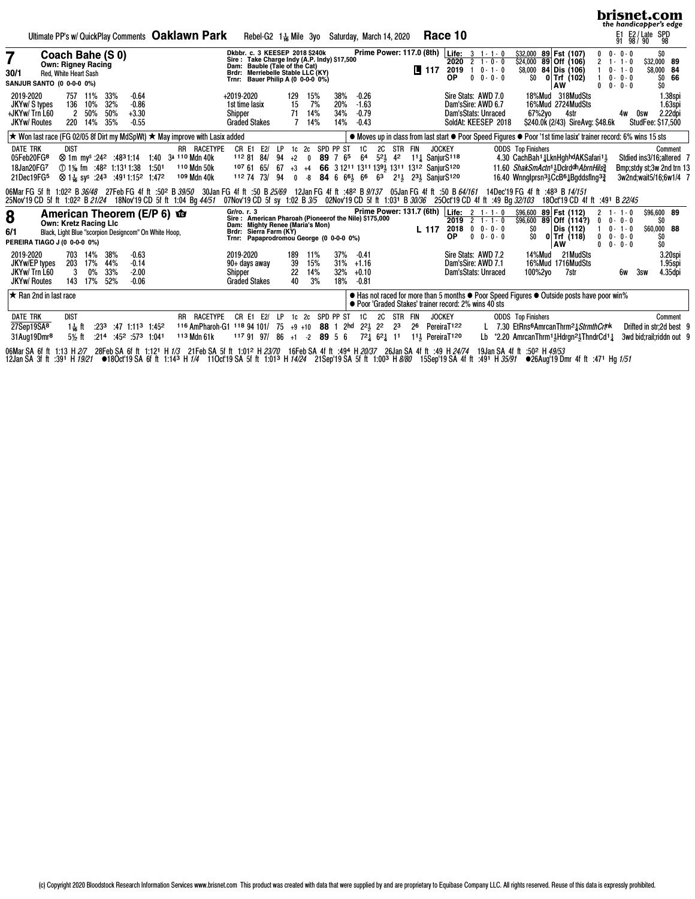Ultimate PP's w/ QuickPlay Comments **Oaklawn Park** Rebel-G2 1 1/16 Mile 3yo Saturday, March 14, 2020 **Race 10**

E1 E2 / Late SPD
91 98 / 90 98

## 7 Coach Bahe (S 0)

**Own: Rigney Racing**
30/1 Red, White Heart Sash
SANJUR SANTO (0 0-0-0 0%)

Dkbbr. c. 3 KEESEP 2018 $240k
Sire : Take Charge Indy (A.P. Indy) $17,500
Dam: Bauble (Tale of the Cat)
Brdr: Merriebelle Stable LLC (KY)
Trnr: Bauer Philip A (0 0-0-0 0%)

Prime Power: 117.0 (8th) L 117

| | | | | | | | | | |
|---|---|---|---|---|---|---|---|---|---|
| Life: | 3 | 1 - 1 - 0 | $32,000 | 89 | Fst (107) | 0 | 0 - 0 - 0 | $0 | |
| 2020 | 2 | 1 - 0 - 0 | $24,000 | 89 | Off (106) | 2 | 1 - 1 - 0 | $32,000 | 89 |
| 2019 | 1 | 0 - 1 - 0 | $8,000 | 84 | Dis (106) | 1 | 0 - 1 - 0 | $8,000 | 84 |
| OP | 0 | 0 - 0 - 0 | $0 | 0 | Trf (102) | 1 | 0 - 0 - 0 | $0 | 66 |
| | | | | | AW | 0 | 0 - 0 - 0 | $0 | |

| | | | | | | | | | | | |
|---|---|---|---|---|---|---|---|---|---|---|---|
| 2019-2020 | 757 | 11% | 33% | -0.64 | +2019-2020 | 129 | 15% | 38% | -0.26 | Sire Stats: AWD 7.0 | 18%Mud 318MudSts 1.38spi |
| JKYw/ S types | 136 | 10% | 32% | -0.86 | 1st time lasix | 15 | 7% | 20% | -1.63 | Dam'sSire: AWD 6.7 | 16%Mud 2724MudSts 1.63spi |
| +JKYw/ Trn L60 | 2 | 50% | 50% | +3.30 | Shipper | 71 | 14% | 34% | -0.79 | Dam'sStats: Unraced | 67%2yo 4str 4w 0sw 2.22dpi |
| JKYw/ Routes | 220 | 14% | 35% | -0.55 | Graded Stakes | 7 | 14% | 14% | -0.43 | SoldAt: KEESEP 2018 | $240.0k (2/43) SireAvg: $48.6k StudFee: $17,500 |

★ Won last race (FG 02/05 8f Dirt my MdSpWt) ★ May improve with Lasix added

● Moves up in class from last start ● Poor Speed Figures ● Poor '1st time lasix' trainer record: 6% wins 15 sts

| DATE TRK | DIST | | | | | RR | RACETYPE | CR | E1 | E2/ | LP | 1c | 2c | SPD | PP | ST | 1C | 2C | STR | FIN | JOCKEY | ODDS | Top Finishers | Comment |
|---|---|---|---|---|---|---|---|---|---|---|---|---|---|---|---|---|---|---|---|---|---|---|---|---|
| 05Feb20FG8 | ⊗ 1m my :24² | :48³ | 1:14 | 1:40 | 3↑ | 110 | Mdn 40k | 112 | 81 | 84/ | 94 | +2 | 0 | 89 | 7 | 6⁵ | 6⁴ | 5²½ | 4² | 1¼ | SanjurS118 | 4.30 | CachBah1¼LknHghhdAKSafari1½ | Stdied ins3/16;altered 7 |
| 18Jan20FG7 | Ⓣ 1⅛ fm :48² | 1:13¹ | 1:38 | 1:50¹ | | 110 | Mdn 50k | 107 | 61 | 65/ | 67 | +3 | +4 | 66 | 3 | 12¹¹ | 13¹¹ | 13⁹½ | 13¹¹ | 13¹² | SanjurS120 | 11.60 | ShakSmActn1½DclrdhAbrnHils¾ | Bmp;stdy st;3w 2nd trn 13 |
| 21Dec19FG5 | ⊗ 1 1/16 sys :24³ | :49¹ | 1:15² | 1:47² | | 109 | Mdn 40k | 112 | 74 | 73/ | 94 | 0 | -8 | 84 | 6 | 6⁶½ | 6⁶ | 6³ | 2¹½ | 2³½ | SanjurS120 | 16.40 | Wnnglprsn3½CcB6¼Bgddsflng3¾ | 3w2nd;wait5/16;6w1/4 7 |

06Mar FG 5f ft 1:02² B 36/48 27Feb FG 4f ft :50² B 39/50 30Jan FG 4f ft :50 B 25/69 12Jan FG 4f ft :48² B 9/137 05Jan FG 4f ft :50 B 64/161 14Dec'19 FG 4f ft :48³ B 14/151
25Nov'19 CD 5f ft 1:02² B 21/24 18Nov'19 CD 5f ft 1:04 Bg 44/51 07Nov'19 CD 5f sy 1:02 B 3/5 02Nov'19 CD 5f ft 1:03¹ B 30/36 25Oct'19 CD 4f ft :49 Bg 32/103 18Oct'19 CD 4f ft :49¹ B 22/45

## 8 American Theorem (E/P 6)

**Own: Kretz Racing Llc**
6/1 Black, Light Blue "scorpion Designcom" On White Hoop,
PEREIRA TIAGO J (0 0-0-0 0%)

Gr/ro. r. 3
Sire : American Pharoah (Pioneerof the Nile) $175,000
Dam: Mighty Renee (Maria's Mon)
Brdr: Sierra Farm (KY)
Trnr: Papaprodromou George (0 0-0-0 0%)

Prime Power: 131.7 (6th) L 117

| | | | | | | | | | |
|---|---|---|---|---|---|---|---|---|---|
| Life: | 2 | 1 - 1 - 0 | $96,600 | 89 | Fst (112) | 2 | 1 - 1 - 0 | $96,600 | 89 |
| 2019 | 2 | 1 - 1 - 0 | $96,600 | 89 | Off (114?) | 0 | 0 - 0 - 0 | $0 | |
| 2018 | 0 | 0 - 0 - 0 | $0 | | Dis (112) | 1 | 0 - 1 - 0 | $60,000 | 88 |
| OP | 0 | 0 - 0 - 0 | $0 | 0 | Trf (118) | 0 | 0 - 0 - 0 | $0 | |
| | | | | | AW | 0 | 0 - 0 - 0 | $0 | |

| | | | | | | | | | | | |
|---|---|---|---|---|---|---|---|---|---|---|---|
| 2019-2020 | 703 | 14% | 38% | -0.63 | 2019-2020 | 189 | 11% | 37% | -0.41 | Sire Stats: AWD 7.2 | 14%Mud 21MudSts 3.20spi |
| JKYw/EP types | 203 | 17% | 44% | -0.14 | 90+ days away | 39 | 15% | 31% | +1.16 | Dam'sSire: AWD 7.1 | 16%Mud 1716MudSts 1.95spi |
| JKYw/ Trn L60 | 3 | 0% | 33% | -2.00 | Shipper | 22 | 14% | 32% | +0.10 | Dam'sStats: Unraced | 100%2yo 7str 6w 3sw 4.35dpi |
| JKYw/ Routes | 143 | 17% | 52% | -0.06 | Graded Stakes | 40 | 3% | 18% | -0.81 | | |

★ Ran 2nd in last race

● Has not raced for more than 5 months ● Poor Speed Figures ● Outside posts have poor win%
● Poor 'Graded Stakes' trainer record: 2% wins 40 sts

| DATE TRK | DIST | | | | | RR | RACETYPE | CR | E1 | E2/ | LP | 1c | 2c | SPD | PP | ST | 1C | 2C | STR | FIN | JOCKEY | ODDS | Top Finishers | Comment |
|---|---|---|---|---|---|---|---|---|---|---|---|---|---|---|---|---|---|---|---|---|---|---|---|---|
| 27Sep19SA8 | 1 1/16 ft | :23³ | :47 | 1:11³ | 1:45² | 116 | AmPharoh-G1 | 118 | 94 | 101/ | 75 | +9 | +10 | 88 | 1 | 2hd | 2²½ | 2² | 2³ | 2⁶ | PereiraT122 | L 7.30 | EtRns6AmrcanThrm2¼StrmthCrtnk | Drifted in str;2d best 9 |
| 31Aug19Dmr8 | 5½ ft | :21⁴ | :45² | :57³ | 1:04¹ | 113 | Mdn 61k | 117 | 91 | 97/ | 86 | +1 | -2 | 89 | 5 | 6 | 7²¼ | 6²¼ | 1¹ | 1¹½ | PereiraT120 | Lb *2.20 | AmrcanThrm1½Hdrgn2½ThndrCd1¼ | 3wd bid;rail;riddn out 9 |

06Mar SA 6f ft 1:13 H 2/7 28Feb SA 6f ft 1:12¹ H 1/3 21Feb SA 5f ft 1:01² H 23/70 16Feb SA 4f ft :49⁴ H 20/37 26Jan SA 4f ft :49 H 24/74 19Jan SA 4f ft :50² H 49/53
12Jan SA 3f ft :39¹ H 19/21 ●18Oct'19 SA 6f ft 1:14³ H 1/4 11Oct'19 SA 5f ft 1:01³ H 14/24 21Sep'19 SA 5f ft 1:00³ H 8/80 15Sep'19 SA 4f ft :49¹ H 35/91 ●26Aug'19 Dmr 4f ft :47¹ Hg 1/51

(c) Copyright 2020 Bloodstock Research Information Services www.brisnet.com This product was created with data that were supplied by and are proprietary to Equibase Company LLC. All rights reserved. Reuse of this data is expressly prohibited.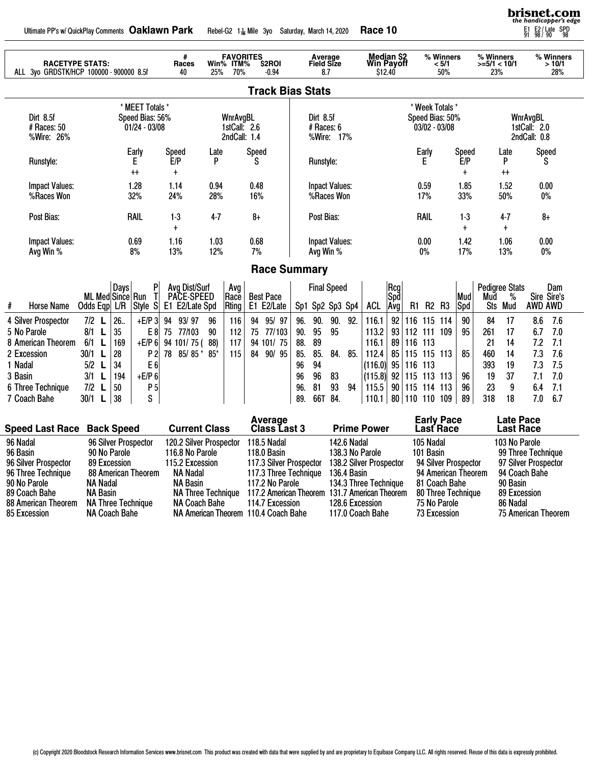Ultimate PP's w/ QuickPlay Comments **Oaklawn Park** Rebel-G2 1 1/16 Mile 3yo Saturday, March 14, 2020 **Race 10**

E1 91 | E2/Late 98/90 | SPD 98

| RACETYPE STATS: | # Races | FAVORITES Win% | ITM% | $2ROI | Average Field Size | Median $2 Win Payoff | % Winners < 5/1 | % Winners >=5/1 < 10/1 | % Winners > 10/1 |
|---|---|---|---|---|---|---|---|---|---|
| ALL 3yo GRDSTK/HCP 100000 - 900000 8.5f | 40 | 25% | 70% | -0.94 | 8.7 | $12.40 | 50% | 23% | 28% |

## Track Bias Stats

**\* MEET Totals \***

Dirt 8.5f — # Races: 50 — %Wire: 26%
Speed Bias: 56% — 01/24 - 03/08
WnrAvgBL — 1stCall: 2.6 — 2ndCall: 1.4

| Runstyle: | Early E | Speed E/P | Late P | Speed S |
|---|---|---|---|---|
| | ++ | + | | |
| Impact Values: | 1.28 | 1.14 | 0.94 | 0.48 |
| %Races Won | 32% | 24% | 28% | 16% |

| Post Bias: | RAIL | 1-3 | 4-7 | 8+ |
|---|---|---|---|---|
| | | + | | |
| Impact Values: | 0.69 | 1.16 | 1.03 | 0.68 |
| Avg Win % | 8% | 13% | 12% | 7% |

**\* Week Totals \***

Dirt 8.5f — # Races: 6 — %Wire: 17%
Speed Bias: 50% — 03/02 - 03/08
WnrAvgBL — 1stCall: 2.0 — 2ndCall: 0.8

| Runstyle: | Early E | Speed E/P | Late P | Speed S |
|---|---|---|---|---|
| | | + | ++ | |
| Impact Values: | 0.59 | 1.85 | 1.52 | 0.00 |
| %Races Won | 17% | 33% | 50% | 0% |

| Post Bias: | RAIL | 1-3 | 4-7 | 8+ |
|---|---|---|---|---|
| | | + | + | |
| Inpact Values: | 0.00 | 1.42 | 1.06 | 0.00 |
| Avg Win % | 0% | 17% | 13% | 0% |

## Race Summary

| # | Horse Name | ML Odds | Med Eqp | Days Since L/R | Run Style | PT S | Avg Dist/Surf PACE-SPEED E1 | E2/Late | Spd | Avg Race Rting | Best Pace E1 | E2/Late | Final Speed Sp1 | Sp2 | Sp3 | Sp4 | ACL | Rcg Spd Avg | R1 | R2 | R3 | Mud Spd | Pedigree Stats Mud Sts | % Mud | Sire AWD | Dam Sire's AWD |
|---|---|---|---|---|---|---|---|---|---|---|---|---|---|---|---|---|---|---|---|---|---|---|---|---|---|---|
| 4 | Silver Prospector | 7/2 | L | 26.. | +E/P | 3 | 94 | 93/ 97 | 96 | 116 | 94 | 95/ 97 | 96. | 90. | 90. | 92. | 116.1 | 92 | 116 | 115 | 114 | 90 | 84 | 17 | 8.6 | 7.6 |
| 5 | No Parole | 8/1 | L | 35 | E | 8 | 75 | 77/103 | 90 | 112 | 75 | 77/103 | 90. | 95 | 95 | | 113.2 | 93 | 112 | 111 | 109 | 95 | 261 | 17 | 6.7 | 7.0 |
| 8 | American Theorem | 6/1 | L | 169 | +E/P | 6 | 94 | 101/ 75 ( | 88) | 117 | 94 | 101/ 75 | 88. | 89 | | | 116.1 | 89 | 116 | 113 | | | 21 | 14 | 7.2 | 7.1 |
| 2 | Excession | 30/1 | L | 28 | P | 2 | 78 | 85/ 85 * | 85* | 115 | 84 | 90/ 95 | 85. | 85. | 84. | 85. | 112.4 | 85 | 115 | 115 | 113 | 85 | 460 | 14 | 7.3 | 7.6 |
| 1 | Nadal | 5/2 | L | 34 | E | 6 | | | | | | | 96 | 94 | | | (116.0) | 95 | 116 | 113 | | | 393 | 19 | 7.3 | 7.5 |
| 3 | Basin | 3/1 | L | 194 | +E/P | 6 | | | | | | | 96 | 96 | 83 | | (115.8) | 92 | 115 | 113 | 113 | 96 | 19 | 37 | 7.1 | 7.0 |
| 6 | Three Technique | 7/2 | L | 50 | P | 5 | | | | | | | 96. | 81 | 93 | 94 | 115.5 | 90 | 115 | 114 | 113 | 96 | 23 | 9 | 6.4 | 7.1 |
| 7 | Coach Bahe | 30/1 | L | 38 | S | | | | | | | | 89. | 66T | 84. | | 110.1 | 80 | 110 | 110 | 109 | 89 | 318 | 18 | 7.0 | 6.7 |

| Speed Last Race | Back Speed | Current Class | Average Class Last 3 | Prime Power | Early Pace Last Race | Late Pace Last Race |
|---|---|---|---|---|---|---|
| 96 Nadal | 96 Silver Prospector | 120.2 Silver Prospector | 118.5 Nadal | 142.6 Nadal | 105 Nadal | 103 No Parole |
| 96 Basin | 90 No Parole | 116.8 No Parole | 118.0 Basin | 138.3 No Parole | 101 Basin | 99 Three Technique |
| 96 Silver Prospector | 89 Excession | 115.2 Excession | 117.3 Silver Prospector | 138.2 Silver Prospector | 94 Silver Prospector | 97 Silver Prospector |
| 96 Three Technique | 88 American Theorem | NA Nadal | 117.3 Three Technique | 136.4 Basin | 94 American Theorem | 94 Coach Bahe |
| 90 No Parole | NA Nadal | NA Basin | 117.2 No Parole | 134.3 Three Technique | 81 Coach Bahe | 90 Basin |
| 89 Coach Bahe | NA Basin | NA Three Technique | 117.2 American Theorem | 131.7 American Theorem | 80 Three Technique | 89 Excession |
| 88 American Theorem | NA Three Technique | NA Coach Bahe | 114.7 Excession | 128.6 Excession | 75 No Parole | 86 Nadal |
| 85 Excession | NA Coach Bahe | NA American Theorem | 110.4 Coach Bahe | 117.0 Coach Bahe | 73 Excession | 75 American Theorem |

(c) Copyright 2020 Bloodstock Research Information Services www.brisnet.com This product was created with data that were supplied by and are proprietary to Equibase Company LLC. All rights reserved. Reuse of this data is expressly prohibited.